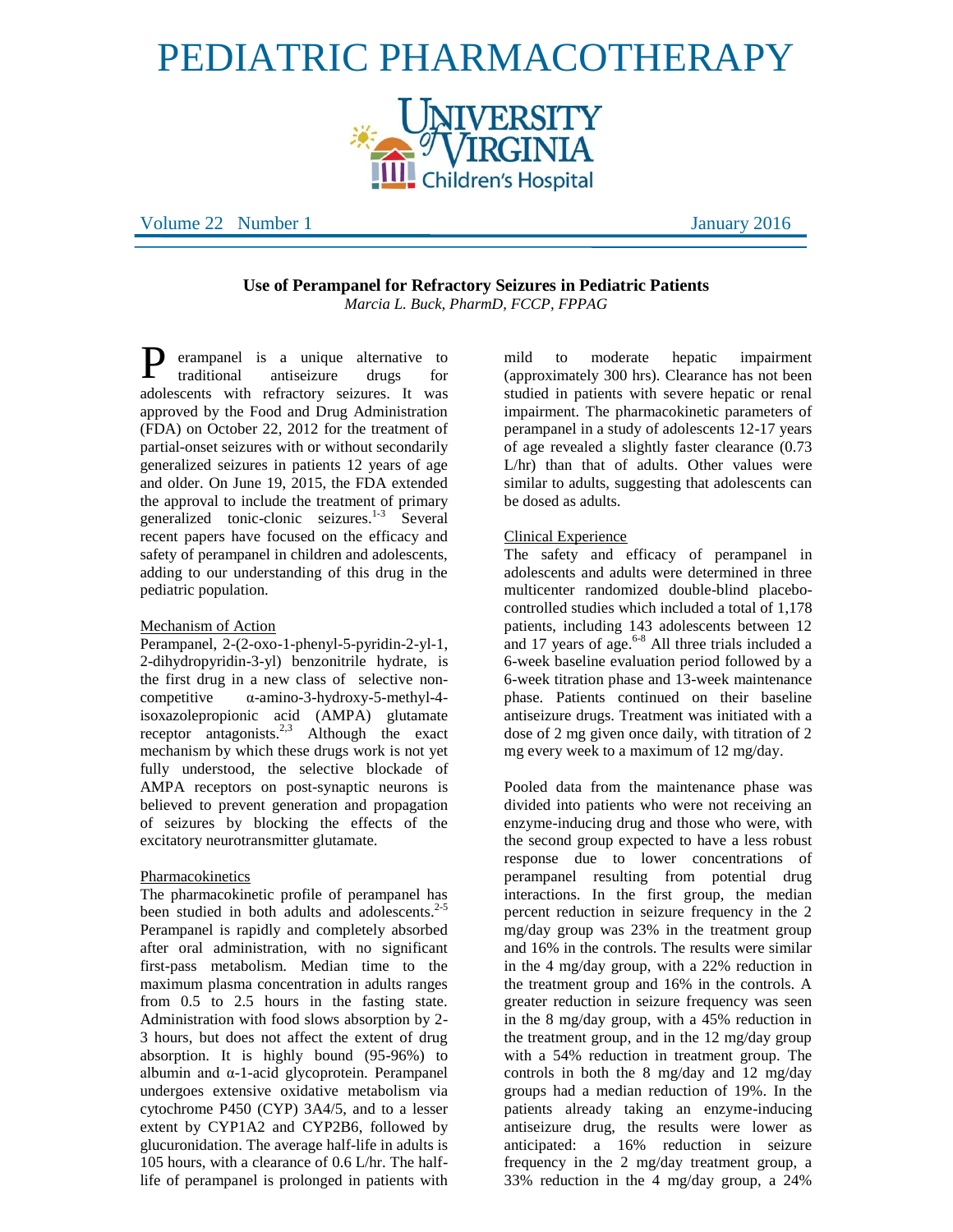# PEDIATRIC PHARMACOTHERAPY

University of Virginia Children's Hospital

Volume 22 Number 1 — January 2016

## Use of Perampanel for Refractory Seizures in Pediatric Patients

*Marcia L. Buck, PharmD, FCCP, FPPAG*

Perampanel is a unique alternative to traditional antiseizure drugs for adolescents with refractory seizures. It was approved by the Food and Drug Administration (FDA) on October 22, 2012 for the treatment of partial-onset seizures with or without secondarily generalized seizures in patients 12 years of age and older. On June 19, 2015, the FDA extended the approval to include the treatment of primary generalized tonic-clonic seizures.[1-3] Several recent papers have focused on the efficacy and safety of perampanel in children and adolescents, adding to our understanding of this drug in the pediatric population.

### Mechanism of Action

Perampanel, 2-(2-oxo-1-phenyl-5-pyridin-2-yl-1, 2-dihydropyridin-3-yl) benzonitrile hydrate, is the first drug in a new class of selective non-competitive α-amino-3-hydroxy-5-methyl-4-isoxazolepropionic acid (AMPA) glutamate receptor antagonists.[2,3] Although the exact mechanism by which these drugs work is not yet fully understood, the selective blockade of AMPA receptors on post-synaptic neurons is believed to prevent generation and propagation of seizures by blocking the effects of the excitatory neurotransmitter glutamate.

### Pharmacokinetics

The pharmacokinetic profile of perampanel has been studied in both adults and adolescents.[2-5] Perampanel is rapidly and completely absorbed after oral administration, with no significant first-pass metabolism. Median time to the maximum plasma concentration in adults ranges from 0.5 to 2.5 hours in the fasting state. Administration with food slows absorption by 2-3 hours, but does not affect the extent of drug absorption. It is highly bound (95-96%) to albumin and α-1-acid glycoprotein. Perampanel undergoes extensive oxidative metabolism via cytochrome P450 (CYP) 3A4/5, and to a lesser extent by CYP1A2 and CYP2B6, followed by glucuronidation. The average half-life in adults is 105 hours, with a clearance of 0.6 L/hr. The half-life of perampanel is prolonged in patients with mild to moderate hepatic impairment (approximately 300 hrs). Clearance has not been studied in patients with severe hepatic or renal impairment. The pharmacokinetic parameters of perampanel in a study of adolescents 12-17 years of age revealed a slightly faster clearance (0.73 L/hr) than that of adults. Other values were similar to adults, suggesting that adolescents can be dosed as adults.

### Clinical Experience

The safety and efficacy of perampanel in adolescents and adults were determined in three multicenter randomized double-blind placebo-controlled studies which included a total of 1,178 patients, including 143 adolescents between 12 and 17 years of age.[6-8] All three trials included a 6-week baseline evaluation period followed by a 6-week titration phase and 13-week maintenance phase. Patients continued on their baseline antiseizure drugs. Treatment was initiated with a dose of 2 mg given once daily, with titration of 2 mg every week to a maximum of 12 mg/day.

Pooled data from the maintenance phase was divided into patients who were not receiving an enzyme-inducing drug and those who were, with the second group expected to have a less robust response due to lower concentrations of perampanel resulting from potential drug interactions. In the first group, the median percent reduction in seizure frequency in the 2 mg/day group was 23% in the treatment group and 16% in the controls. The results were similar in the 4 mg/day group, with a 22% reduction in the treatment group and 16% in the controls. A greater reduction in seizure frequency was seen in the 8 mg/day group, with a 45% reduction in the treatment group, and in the 12 mg/day group with a 54% reduction in treatment group. The controls in both the 8 mg/day and 12 mg/day groups had a median reduction of 19%. In the patients already taking an enzyme-inducing antiseizure drug, the results were lower as anticipated: a 16% reduction in seizure frequency in the 2 mg/day treatment group, a 33% reduction in the 4 mg/day group, a 24%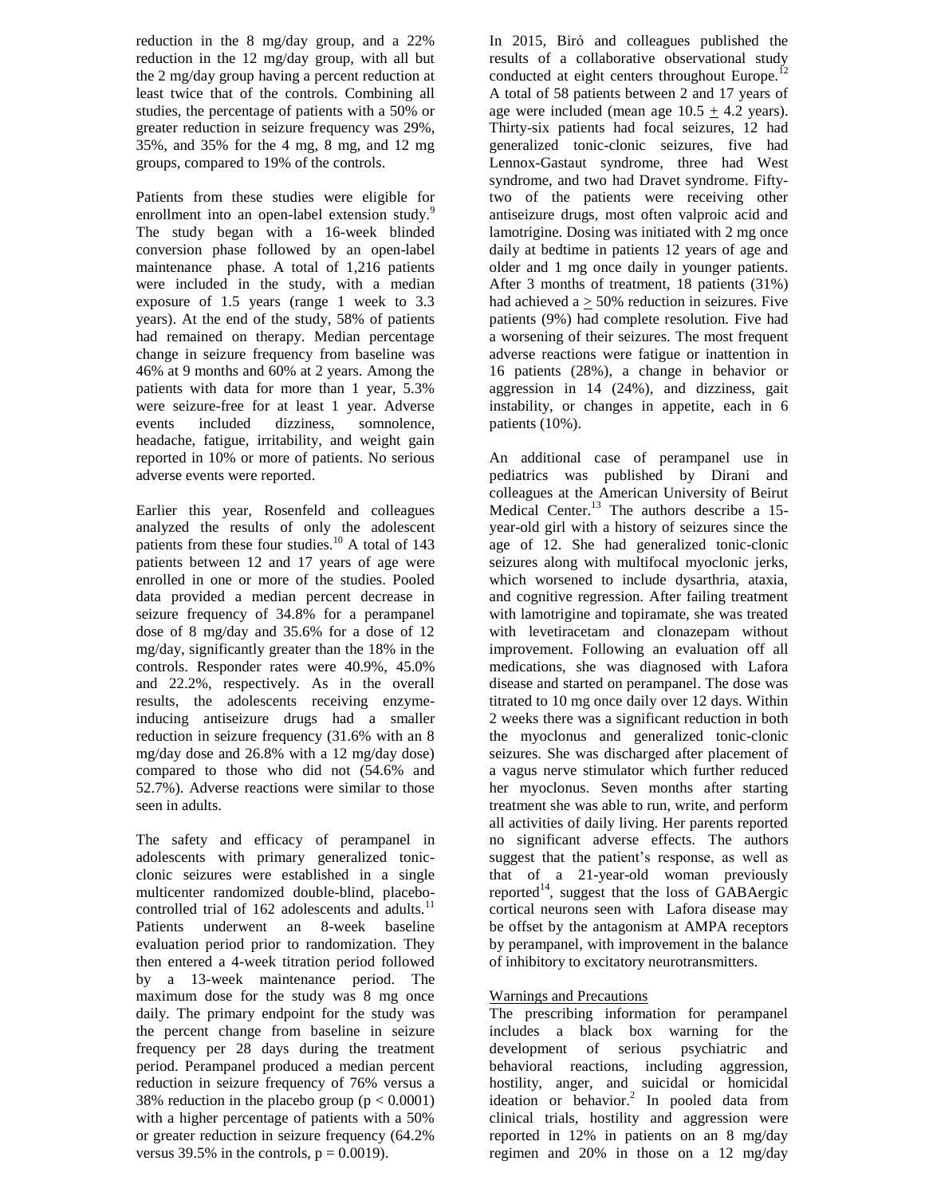reduction in the 8 mg/day group, and a 22% reduction in the 12 mg/day group, with all but the 2 mg/day group having a percent reduction at least twice that of the controls. Combining all studies, the percentage of patients with a 50% or greater reduction in seizure frequency was 29%, 35%, and 35% for the 4 mg, 8 mg, and 12 mg groups, compared to 19% of the controls.

Patients from these studies were eligible for enrollment into an open-label extension study.[9] The study began with a 16-week blinded conversion phase followed by an open-label maintenance phase. A total of 1,216 patients were included in the study, with a median exposure of 1.5 years (range 1 week to 3.3 years). At the end of the study, 58% of patients had remained on therapy. Median percentage change in seizure frequency from baseline was 46% at 9 months and 60% at 2 years. Among the patients with data for more than 1 year, 5.3% were seizure-free for at least 1 year. Adverse events included dizziness, somnolence, headache, fatigue, irritability, and weight gain reported in 10% or more of patients. No serious adverse events were reported.

Earlier this year, Rosenfeld and colleagues analyzed the results of only the adolescent patients from these four studies.[10] A total of 143 patients between 12 and 17 years of age were enrolled in one or more of the studies. Pooled data provided a median percent decrease in seizure frequency of 34.8% for a perampanel dose of 8 mg/day and 35.6% for a dose of 12 mg/day, significantly greater than the 18% in the controls. Responder rates were 40.9%, 45.0% and 22.2%, respectively. As in the overall results, the adolescents receiving enzyme-inducing antiseizure drugs had a smaller reduction in seizure frequency (31.6% with an 8 mg/day dose and 26.8% with a 12 mg/day dose) compared to those who did not (54.6% and 52.7%). Adverse reactions were similar to those seen in adults.

The safety and efficacy of perampanel in adolescents with primary generalized tonic-clonic seizures were established in a single multicenter randomized double-blind, placebo-controlled trial of 162 adolescents and adults.[11] Patients underwent an 8-week baseline evaluation period prior to randomization. They then entered a 4-week titration period followed by a 13-week maintenance period. The maximum dose for the study was 8 mg once daily. The primary endpoint for the study was the percent change from baseline in seizure frequency per 28 days during the treatment period. Perampanel produced a median percent reduction in seizure frequency of 76% versus a 38% reduction in the placebo group ($p < 0.0001$) with a higher percentage of patients with a 50% or greater reduction in seizure frequency (64.2% versus 39.5% in the controls, $p = 0.0019$).

In 2015, Biró and colleagues published the results of a collaborative observational study conducted at eight centers throughout Europe.[12] A total of 58 patients between 2 and 17 years of age were included (mean age 10.5 ± 4.2 years). Thirty-six patients had focal seizures, 12 had generalized tonic-clonic seizures, five had Lennox-Gastaut syndrome, three had West syndrome, and two had Dravet syndrome. Fifty-two of the patients were receiving other antiseizure drugs, most often valproic acid and lamotrigine. Dosing was initiated with 2 mg once daily at bedtime in patients 12 years of age and older and 1 mg once daily in younger patients. After 3 months of treatment, 18 patients (31%) had achieved a ≥ 50% reduction in seizures. Five patients (9%) had complete resolution. Five had a worsening of their seizures. The most frequent adverse reactions were fatigue or inattention in 16 patients (28%), a change in behavior or aggression in 14 (24%), and dizziness, gait instability, or changes in appetite, each in 6 patients (10%).

An additional case of perampanel use in pediatrics was published by Dirani and colleagues at the American University of Beirut Medical Center.[13] The authors describe a 15-year-old girl with a history of seizures since the age of 12. She had generalized tonic-clonic seizures along with multifocal myoclonic jerks, which worsened to include dysarthria, ataxia, and cognitive regression. After failing treatment with lamotrigine and topiramate, she was treated with levetiracetam and clonazepam without improvement. Following an evaluation off all medications, she was diagnosed with Lafora disease and started on perampanel. The dose was titrated to 10 mg once daily over 12 days. Within 2 weeks there was a significant reduction in both the myoclonus and generalized tonic-clonic seizures. She was discharged after placement of a vagus nerve stimulator which further reduced her myoclonus. Seven months after starting treatment she was able to run, write, and perform all activities of daily living. Her parents reported no significant adverse effects. The authors suggest that the patient's response, as well as that of a 21-year-old woman previously reported[14], suggest that the loss of GABAergic cortical neurons seen with Lafora disease may be offset by the antagonism at AMPA receptors by perampanel, with improvement in the balance of inhibitory to excitatory neurotransmitters.

## Warnings and Precautions

The prescribing information for perampanel includes a black box warning for the development of serious psychiatric and behavioral reactions, including aggression, hostility, anger, and suicidal or homicidal ideation or behavior.[2] In pooled data from clinical trials, hostility and aggression were reported in 12% in patients on an 8 mg/day regimen and 20% in those on a 12 mg/day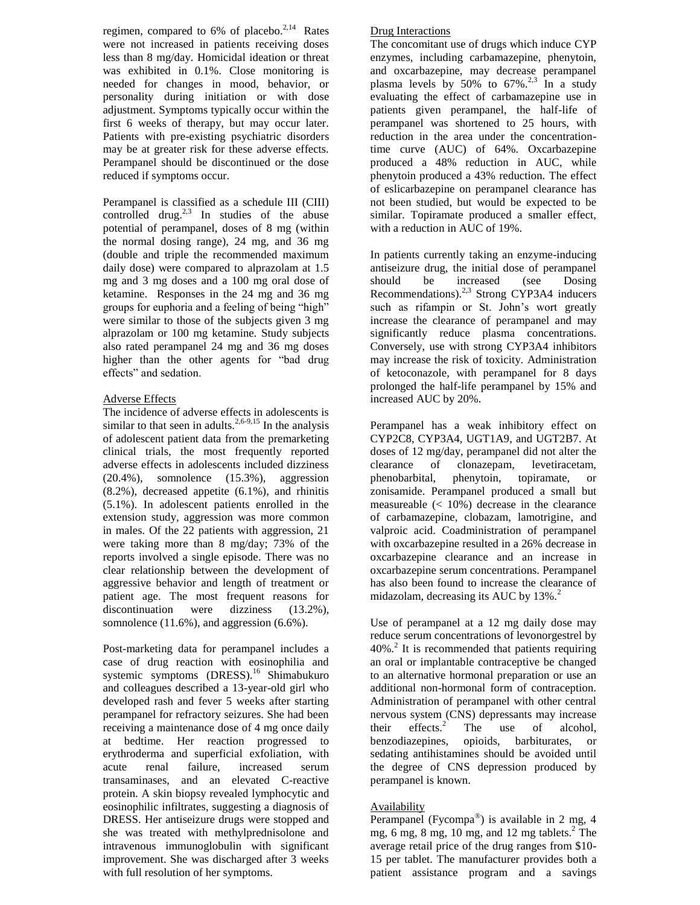regimen, compared to 6% of placebo.[2,14] Rates were not increased in patients receiving doses less than 8 mg/day. Homicidal ideation or threat was exhibited in 0.1%. Close monitoring is needed for changes in mood, behavior, or personality during initiation or with dose adjustment. Symptoms typically occur within the first 6 weeks of therapy, but may occur later. Patients with pre-existing psychiatric disorders may be at greater risk for these adverse effects. Perampanel should be discontinued or the dose reduced if symptoms occur.

Perampanel is classified as a schedule III (CIII) controlled drug.[2,3] In studies of the abuse potential of perampanel, doses of 8 mg (within the normal dosing range), 24 mg, and 36 mg (double and triple the recommended maximum daily dose) were compared to alprazolam at 1.5 mg and 3 mg doses and a 100 mg oral dose of ketamine. Responses in the 24 mg and 36 mg groups for euphoria and a feeling of being "high" were similar to those of the subjects given 3 mg alprazolam or 100 mg ketamine. Study subjects also rated perampanel 24 mg and 36 mg doses higher than the other agents for "bad drug effects" and sedation.

## Adverse Effects

The incidence of adverse effects in adolescents is similar to that seen in adults.[2,6-9,15] In the analysis of adolescent patient data from the premarketing clinical trials, the most frequently reported adverse effects in adolescents included dizziness (20.4%), somnolence (15.3%), aggression (8.2%), decreased appetite (6.1%), and rhinitis (5.1%). In adolescent patients enrolled in the extension study, aggression was more common in males. Of the 22 patients with aggression, 21 were taking more than 8 mg/day; 73% of the reports involved a single episode. There was no clear relationship between the development of aggressive behavior and length of treatment or patient age. The most frequent reasons for discontinuation were dizziness (13.2%), somnolence (11.6%), and aggression (6.6%).

Post-marketing data for perampanel includes a case of drug reaction with eosinophilia and systemic symptoms (DRESS).[16] Shimabukuro and colleagues described a 13-year-old girl who developed rash and fever 5 weeks after starting perampanel for refractory seizures. She had been receiving a maintenance dose of 4 mg once daily at bedtime. Her reaction progressed to erythroderma and superficial exfoliation, with acute renal failure, increased serum transaminases, and an elevated C-reactive protein. A skin biopsy revealed lymphocytic and eosinophilic infiltrates, suggesting a diagnosis of DRESS. Her antiseizure drugs were stopped and she was treated with methylprednisolone and intravenous immunoglobulin with significant improvement. She was discharged after 3 weeks with full resolution of her symptoms.

## Drug Interactions

The concomitant use of drugs which induce CYP enzymes, including carbamazepine, phenytoin, and oxcarbazepine, may decrease perampanel plasma levels by 50% to 67%.[2,3] In a study evaluating the effect of carbamazepine use in patients given perampanel, the half-life of perampanel was shortened to 25 hours, with reduction in the area under the concentration-time curve (AUC) of 64%. Oxcarbazepine produced a 48% reduction in AUC, while phenytoin produced a 43% reduction. The effect of eslicarbazepine on perampanel clearance has not been studied, but would be expected to be similar. Topiramate produced a smaller effect, with a reduction in AUC of 19%.

In patients currently taking an enzyme-inducing antiseizure drug, the initial dose of perampanel should be increased (see Dosing Recommendations).[2,3] Strong CYP3A4 inducers such as rifampin or St. John's wort greatly increase the clearance of perampanel and may significantly reduce plasma concentrations. Conversely, use with strong CYP3A4 inhibitors may increase the risk of toxicity. Administration of ketoconazole, with perampanel for 8 days prolonged the half-life perampanel by 15% and increased AUC by 20%.

Perampanel has a weak inhibitory effect on CYP2C8, CYP3A4, UGT1A9, and UGT2B7. At doses of 12 mg/day, perampanel did not alter the clearance of clonazepam, levetiracetam, phenobarbital, phenytoin, topiramate, or zonisamide. Perampanel produced a small but measureable (< 10%) decrease in the clearance of carbamazepine, clobazam, lamotrigine, and valproic acid. Coadministration of perampanel with oxcarbazepine resulted in a 26% decrease in oxcarbazepine clearance and an increase in oxcarbazepine serum concentrations. Perampanel has also been found to increase the clearance of midazolam, decreasing its AUC by 13%.[2]

Use of perampanel at a 12 mg daily dose may reduce serum concentrations of levonorgestrel by 40%.[2] It is recommended that patients requiring an oral or implantable contraceptive be changed to an alternative hormonal preparation or use an additional non-hormonal form of contraception. Administration of perampanel with other central nervous system (CNS) depressants may increase their effects.[2] The use of alcohol, benzodiazepines, opioids, barbiturates, or sedating antihistamines should be avoided until the degree of CNS depression produced by perampanel is known.

## Availability

Perampanel (Fycompa®) is available in 2 mg, 4 mg, 6 mg, 8 mg, 10 mg, and 12 mg tablets.[2] The average retail price of the drug ranges from $10-15 per tablet. The manufacturer provides both a patient assistance program and a savings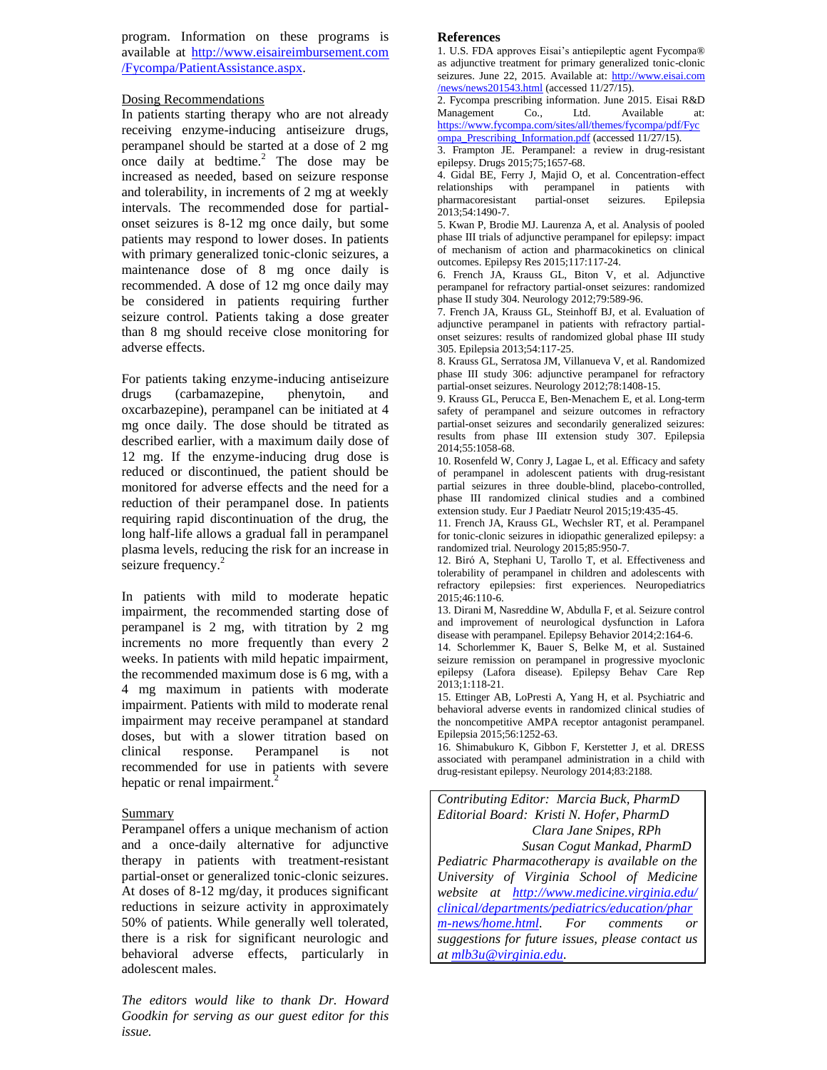program. Information on these programs is available at http://www.eisaireimbursement.com/Fycompa/PatientAssistance.aspx.

Dosing Recommendations

In patients starting therapy who are not already receiving enzyme-inducing antiseizure drugs, perampanel should be started at a dose of 2 mg once daily at bedtime.[2] The dose may be increased as needed, based on seizure response and tolerability, in increments of 2 mg at weekly intervals. The recommended dose for partial-onset seizures is 8-12 mg once daily, but some patients may respond to lower doses. In patients with primary generalized tonic-clonic seizures, a maintenance dose of 8 mg once daily is recommended. A dose of 12 mg once daily may be considered in patients requiring further seizure control. Patients taking a dose greater than 8 mg should receive close monitoring for adverse effects.

For patients taking enzyme-inducing antiseizure drugs (carbamazepine, phenytoin, and oxcarbazepine), perampanel can be initiated at 4 mg once daily. The dose should be titrated as described earlier, with a maximum daily dose of 12 mg. If the enzyme-inducing drug dose is reduced or discontinued, the patient should be monitored for adverse effects and the need for a reduction of their perampanel dose. In patients requiring rapid discontinuation of the drug, the long half-life allows a gradual fall in perampanel plasma levels, reducing the risk for an increase in seizure frequency.[2]

In patients with mild to moderate hepatic impairment, the recommended starting dose of perampanel is 2 mg, with titration by 2 mg increments no more frequently than every 2 weeks. In patients with mild hepatic impairment, the recommended maximum dose is 6 mg, with a 4 mg maximum in patients with moderate impairment. Patients with mild to moderate renal impairment may receive perampanel at standard doses, but with a slower titration based on clinical response. Perampanel is not recommended for use in patients with severe hepatic or renal impairment.[2]

Summary

Perampanel offers a unique mechanism of action and a once-daily alternative for adjunctive therapy in patients with treatment-resistant partial-onset or generalized tonic-clonic seizures. At doses of 8-12 mg/day, it produces significant reductions in seizure activity in approximately 50% of patients. While generally well tolerated, there is a risk for significant neurologic and behavioral adverse effects, particularly in adolescent males.

*The editors would like to thank Dr. Howard Goodkin for serving as our guest editor for this issue.*

## References

1. U.S. FDA approves Eisai's antiepileptic agent Fycompa® as adjunctive treatment for primary generalized tonic-clonic seizures. June 22, 2015. Available at: http://www.eisai.com/news/news201543.html (accessed 11/27/15).
2. Fycompa prescribing information. June 2015. Eisai R&D Management Co., Ltd. Available at: https://www.fycompa.com/sites/all/themes/fycompa/pdf/Fycompa_Prescribing_Information.pdf (accessed 11/27/15).
3. Frampton JE. Perampanel: a review in drug-resistant epilepsy. Drugs 2015;75;1657-68.
4. Gidal BE, Ferry J, Majid O, et al. Concentration-effect relationships with perampanel in patients with pharmacoresistant partial-onset seizures. Epilepsia 2013;54:1490-7.
5. Kwan P, Brodie MJ. Laurenza A, et al. Analysis of pooled phase III trials of adjunctive perampanel for epilepsy: impact of mechanism of action and pharmacokinetics on clinical outcomes. Epilepsy Res 2015;117:117-24.
6. French JA, Krauss GL, Biton V, et al. Adjunctive perampanel for refractory partial-onset seizures: randomized phase II study 304. Neurology 2012;79:589-96.
7. French JA, Krauss GL, Steinhoff BJ, et al. Evaluation of adjunctive perampanel in patients with refractory partial-onset seizures: results of randomized global phase III study 305. Epilepsia 2013;54:117-25.
8. Krauss GL, Serratosa JM, Villanueva V, et al. Randomized phase III study 306: adjunctive perampanel for refractory partial-onset seizures. Neurology 2012;78:1408-15.
9. Krauss GL, Perucca E, Ben-Menachem E, et al. Long-term safety of perampanel and seizure outcomes in refractory partial-onset seizures and secondarily generalized seizures: results from phase III extension study 307. Epilepsia 2014;55:1058-68.
10. Rosenfeld W, Conry J, Lagae L, et al. Efficacy and safety of perampanel in adolescent patients with drug-resistant partial seizures in three double-blind, placebo-controlled, phase III randomized clinical studies and a combined extension study. Eur J Paediatr Neurol 2015;19:435-45.
11. French JA, Krauss GL, Wechsler RT, et al. Perampanel for tonic-clonic seizures in idiopathic generalized epilepsy: a randomized trial. Neurology 2015;85:950-7.
12. Biró A, Stephani U, Tarollo T, et al. Effectiveness and tolerability of perampanel in children and adolescents with refractory epilepsies: first experiences. Neuropediatrics 2015;46:110-6.
13. Dirani M, Nasreddine W, Abdulla F, et al. Seizure control and improvement of neurological dysfunction in Lafora disease with perampanel. Epilepsy Behavior 2014;2:164-6.
14. Schorlemmer K, Bauer S, Belke M, et al. Sustained seizure remission on perampanel in progressive myoclonic epilepsy (Lafora disease). Epilepsy Behav Care Rep 2013;1:118-21.
15. Ettinger AB, LoPresti A, Yang H, et al. Psychiatric and behavioral adverse events in randomized clinical studies of the noncompetitive AMPA receptor antagonist perampanel. Epilepsia 2015;56:1252-63.
16. Shimabukuro K, Gibbon F, Kerstetter J, et al. DRESS associated with perampanel administration in a child with drug-resistant epilepsy. Neurology 2014;83:2188.

*Contributing Editor: Marcia Buck, PharmD*
*Editorial Board: Kristi N. Hofer, PharmD*
*Clara Jane Snipes, RPh*
*Susan Cogut Mankad, PharmD*
*Pediatric Pharmacotherapy is available on the University of Virginia School of Medicine website at http://www.medicine.virginia.edu/clinical/departments/pediatrics/education/pharm-news/home.html. For comments or suggestions for future issues, please contact us at mlb3u@virginia.edu.*